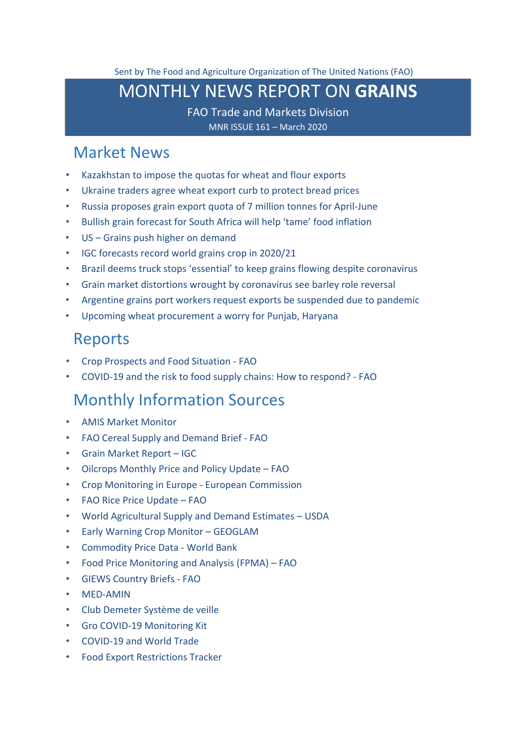Sent by The Food and Agriculture Organization of The United Nations (FAO)

# MONTHLY NEWS REPORT ON **GRAINS**

FAO Trade and Markets Division

MNR ISSUE 161 – March 2020

## Market News

- Kazakhstan to impose the quotas for wheat and flour exports
- Ukraine traders agree wheat export curb to protect bread prices
- Russia proposes grain export quota of 7 million tonnes for April-June
- Bullish grain forecast for South Africa will help 'tame' food inflation
- US – Grains push higher on demand
- IGC forecasts record world grains crop in 2020/21
- Brazil deems truck stops 'essential' to keep grains flowing despite coronavirus
- Grain market distortions wrought by coronavirus see barley role reversal
- Argentine grains port workers request exports be suspended due to pandemic
- Upcoming wheat procurement a worry for Punjab, Haryana

## Reports

- Crop Prospects and Food Situation - FAO
- COVID-19 and the risk to food supply chains: How to respond? - FAO

## Monthly Information Sources

- AMIS Market Monitor
- FAO Cereal Supply and Demand Brief - FAO
- Grain Market Report – IGC
- Oilcrops Monthly Price and Policy Update – FAO
- Crop Monitoring in Europe - European Commission
- FAO Rice Price Update – FAO
- World Agricultural Supply and Demand Estimates – USDA
- Early Warning Crop Monitor – GEOGLAM
- Commodity Price Data - World Bank
- Food Price Monitoring and Analysis (FPMA) – FAO
- GIEWS Country Briefs - FAO
- MED-AMIN
- Club Demeter Système de veille
- Gro COVID-19 Monitoring Kit
- COVID-19 and World Trade
- Food Export Restrictions Tracker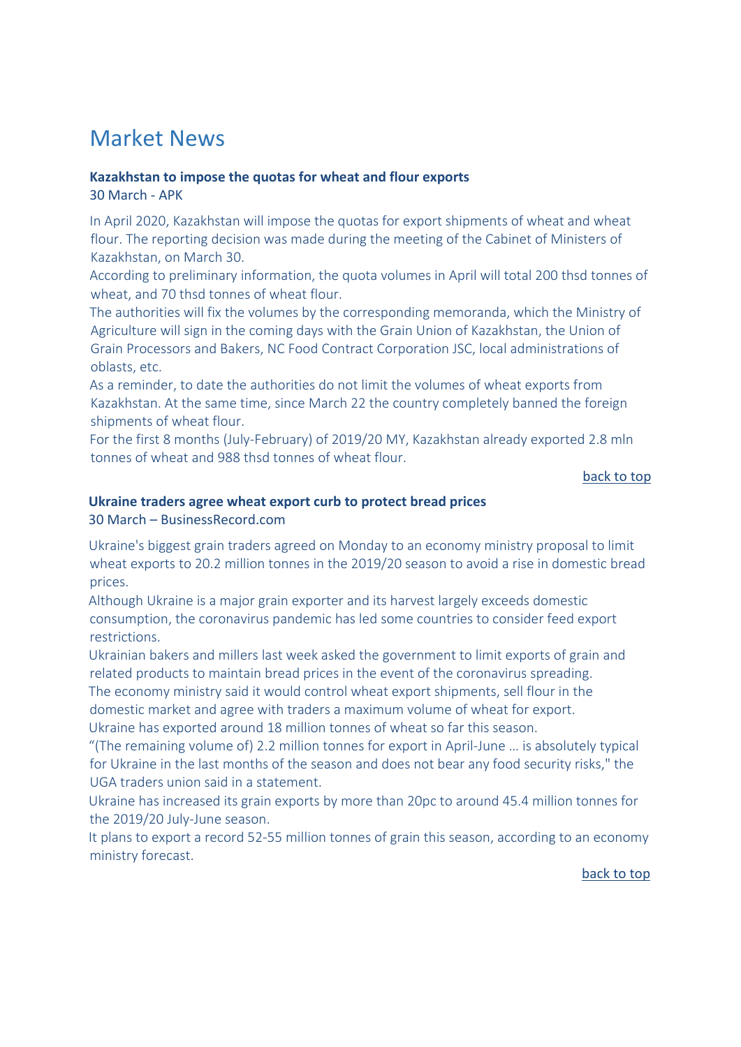# Market News

**Kazakhstan to impose the quotas for wheat and flour exports**
30 March - APK

In April 2020, Kazakhstan will impose the quotas for export shipments of wheat and wheat flour. The reporting decision was made during the meeting of the Cabinet of Ministers of Kazakhstan, on March 30.

According to preliminary information, the quota volumes in April will total 200 thsd tonnes of wheat, and 70 thsd tonnes of wheat flour.

The authorities will fix the volumes by the corresponding memoranda, which the Ministry of Agriculture will sign in the coming days with the Grain Union of Kazakhstan, the Union of Grain Processors and Bakers, NC Food Contract Corporation JSC, local administrations of oblasts, etc.

As a reminder, to date the authorities do not limit the volumes of wheat exports from Kazakhstan. At the same time, since March 22 the country completely banned the foreign shipments of wheat flour.

For the first 8 months (July-February) of 2019/20 MY, Kazakhstan already exported 2.8 mln tonnes of wheat and 988 thsd tonnes of wheat flour.

back to top

**Ukraine traders agree wheat export curb to protect bread prices**
30 March – BusinessRecord.com

Ukraine's biggest grain traders agreed on Monday to an economy ministry proposal to limit wheat exports to 20.2 million tonnes in the 2019/20 season to avoid a rise in domestic bread prices.

Although Ukraine is a major grain exporter and its harvest largely exceeds domestic consumption, the coronavirus pandemic has led some countries to consider feed export restrictions.

Ukrainian bakers and millers last week asked the government to limit exports of grain and related products to maintain bread prices in the event of the coronavirus spreading.

The economy ministry said it would control wheat export shipments, sell flour in the domestic market and agree with traders a maximum volume of wheat for export.

Ukraine has exported around 18 million tonnes of wheat so far this season.

"(The remaining volume of) 2.2 million tonnes for export in April-June … is absolutely typical for Ukraine in the last months of the season and does not bear any food security risks," the UGA traders union said in a statement.

Ukraine has increased its grain exports by more than 20pc to around 45.4 million tonnes for the 2019/20 July-June season.

It plans to export a record 52-55 million tonnes of grain this season, according to an economy ministry forecast.

back to top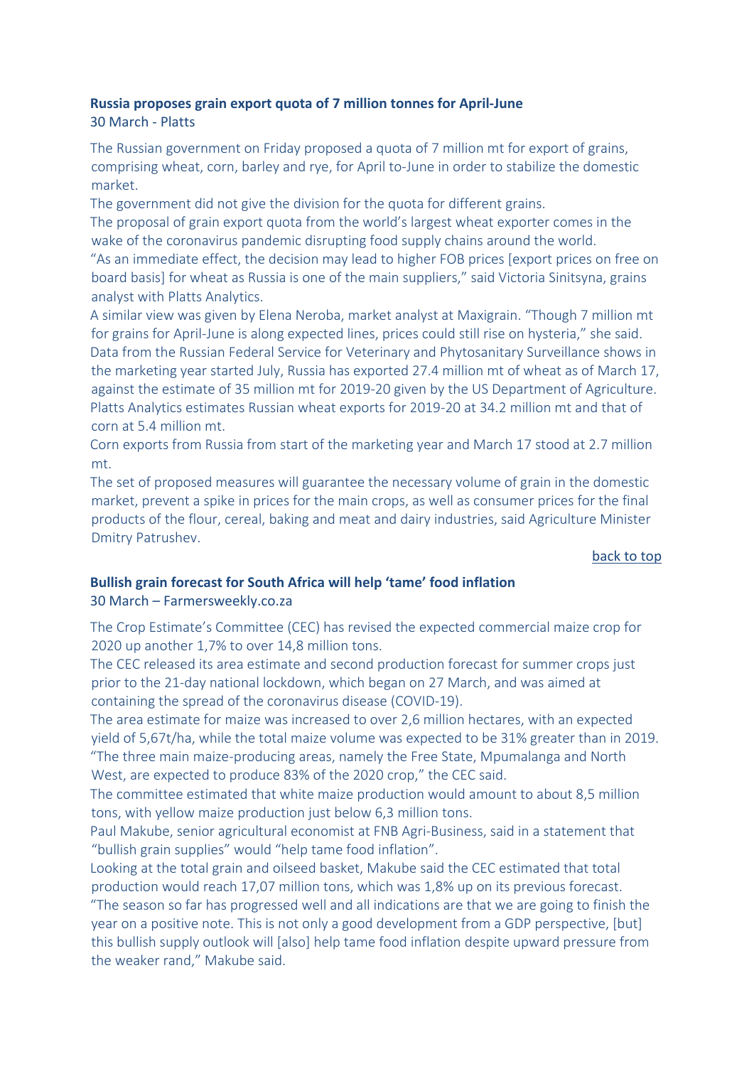**Russia proposes grain export quota of 7 million tonnes for April-June**
30 March - Platts

The Russian government on Friday proposed a quota of 7 million mt for export of grains, comprising wheat, corn, barley and rye, for April to-June in order to stabilize the domestic market.

The government did not give the division for the quota for different grains.

The proposal of grain export quota from the world's largest wheat exporter comes in the wake of the coronavirus pandemic disrupting food supply chains around the world.

"As an immediate effect, the decision may lead to higher FOB prices [export prices on free on board basis] for wheat as Russia is one of the main suppliers," said Victoria Sinitsyna, grains analyst with Platts Analytics.

A similar view was given by Elena Neroba, market analyst at Maxigrain. "Though 7 million mt for grains for April-June is along expected lines, prices could still rise on hysteria," she said.

Data from the Russian Federal Service for Veterinary and Phytosanitary Surveillance shows in the marketing year started July, Russia has exported 27.4 million mt of wheat as of March 17, against the estimate of 35 million mt for 2019-20 given by the US Department of Agriculture.

Platts Analytics estimates Russian wheat exports for 2019-20 at 34.2 million mt and that of corn at 5.4 million mt.

Corn exports from Russia from start of the marketing year and March 17 stood at 2.7 million mt.

The set of proposed measures will guarantee the necessary volume of grain in the domestic market, prevent a spike in prices for the main crops, as well as consumer prices for the final products of the flour, cereal, baking and meat and dairy industries, said Agriculture Minister Dmitry Patrushev.

back to top

**Bullish grain forecast for South Africa will help 'tame' food inflation**
30 March – Farmersweekly.co.za

The Crop Estimate's Committee (CEC) has revised the expected commercial maize crop for 2020 up another 1,7% to over 14,8 million tons.

The CEC released its area estimate and second production forecast for summer crops just prior to the 21-day national lockdown, which began on 27 March, and was aimed at containing the spread of the coronavirus disease (COVID-19).

The area estimate for maize was increased to over 2,6 million hectares, with an expected yield of 5,67t/ha, while the total maize volume was expected to be 31% greater than in 2019.

"The three main maize-producing areas, namely the Free State, Mpumalanga and North West, are expected to produce 83% of the 2020 crop," the CEC said.

The committee estimated that white maize production would amount to about 8,5 million tons, with yellow maize production just below 6,3 million tons.

Paul Makube, senior agricultural economist at FNB Agri-Business, said in a statement that "bullish grain supplies" would "help tame food inflation".

Looking at the total grain and oilseed basket, Makube said the CEC estimated that total production would reach 17,07 million tons, which was 1,8% up on its previous forecast.

"The season so far has progressed well and all indications are that we are going to finish the year on a positive note. This is not only a good development from a GDP perspective, [but] this bullish supply outlook will [also] help tame food inflation despite upward pressure from the weaker rand," Makube said.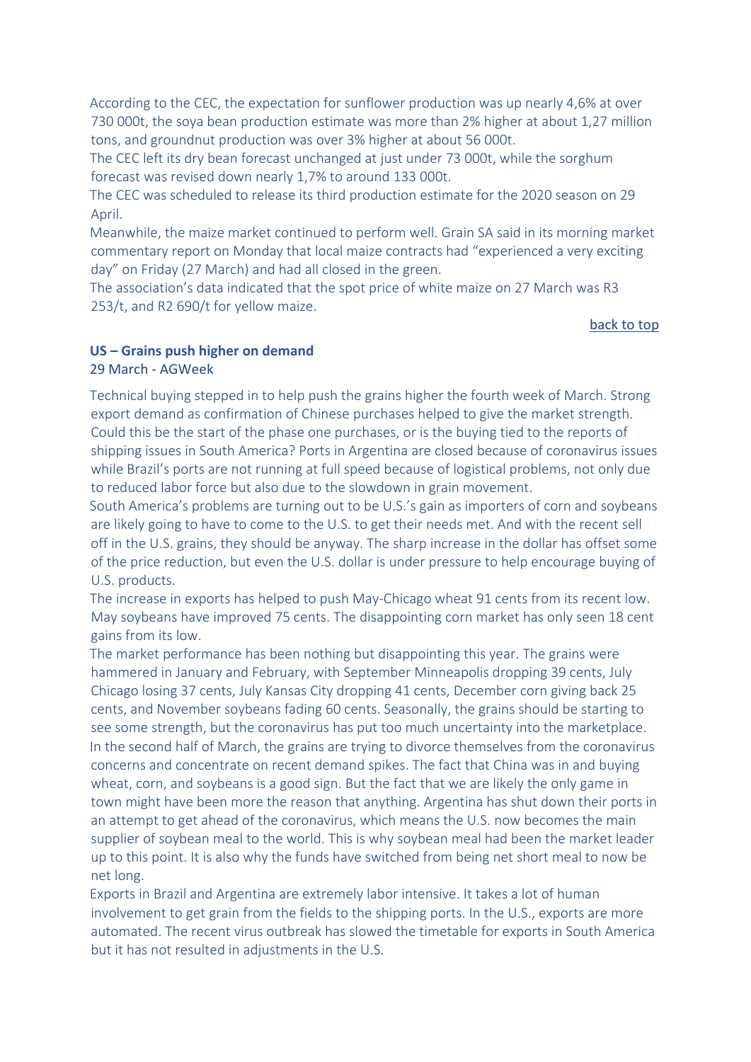According to the CEC, the expectation for sunflower production was up nearly 4,6% at over 730 000t, the soya bean production estimate was more than 2% higher at about 1,27 million tons, and groundnut production was over 3% higher at about 56 000t.

The CEC left its dry bean forecast unchanged at just under 73 000t, while the sorghum forecast was revised down nearly 1,7% to around 133 000t.

The CEC was scheduled to release its third production estimate for the 2020 season on 29 April.

Meanwhile, the maize market continued to perform well. Grain SA said in its morning market commentary report on Monday that local maize contracts had "experienced a very exciting day" on Friday (27 March) and had all closed in the green.

The association's data indicated that the spot price of white maize on 27 March was R3 253/t, and R2 690/t for yellow maize.

back to top

### US – Grains push higher on demand

29 March - AGWeek

Technical buying stepped in to help push the grains higher the fourth week of March. Strong export demand as confirmation of Chinese purchases helped to give the market strength. Could this be the start of the phase one purchases, or is the buying tied to the reports of shipping issues in South America? Ports in Argentina are closed because of coronavirus issues while Brazil's ports are not running at full speed because of logistical problems, not only due to reduced labor force but also due to the slowdown in grain movement.

South America's problems are turning out to be U.S.'s gain as importers of corn and soybeans are likely going to have to come to the U.S. to get their needs met. And with the recent sell off in the U.S. grains, they should be anyway. The sharp increase in the dollar has offset some of the price reduction, but even the U.S. dollar is under pressure to help encourage buying of U.S. products.

The increase in exports has helped to push May-Chicago wheat 91 cents from its recent low. May soybeans have improved 75 cents. The disappointing corn market has only seen 18 cent gains from its low.

The market performance has been nothing but disappointing this year. The grains were hammered in January and February, with September Minneapolis dropping 39 cents, July Chicago losing 37 cents, July Kansas City dropping 41 cents, December corn giving back 25 cents, and November soybeans fading 60 cents. Seasonally, the grains should be starting to see some strength, but the coronavirus has put too much uncertainty into the marketplace.

In the second half of March, the grains are trying to divorce themselves from the coronavirus concerns and concentrate on recent demand spikes. The fact that China was in and buying wheat, corn, and soybeans is a good sign. But the fact that we are likely the only game in town might have been more the reason that anything. Argentina has shut down their ports in an attempt to get ahead of the coronavirus, which means the U.S. now becomes the main supplier of soybean meal to the world. This is why soybean meal had been the market leader up to this point. It is also why the funds have switched from being net short meal to now be net long.

Exports in Brazil and Argentina are extremely labor intensive. It takes a lot of human involvement to get grain from the fields to the shipping ports. In the U.S., exports are more automated. The recent virus outbreak has slowed the timetable for exports in South America but it has not resulted in adjustments in the U.S.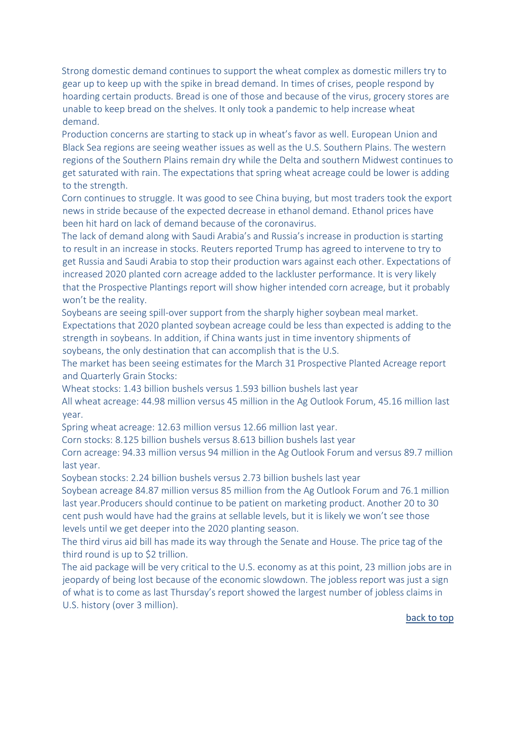Strong domestic demand continues to support the wheat complex as domestic millers try to gear up to keep up with the spike in bread demand. In times of crises, people respond by hoarding certain products. Bread is one of those and because of the virus, grocery stores are unable to keep bread on the shelves. It only took a pandemic to help increase wheat demand.

Production concerns are starting to stack up in wheat's favor as well. European Union and Black Sea regions are seeing weather issues as well as the U.S. Southern Plains. The western regions of the Southern Plains remain dry while the Delta and southern Midwest continues to get saturated with rain. The expectations that spring wheat acreage could be lower is adding to the strength.

Corn continues to struggle. It was good to see China buying, but most traders took the export news in stride because of the expected decrease in ethanol demand. Ethanol prices have been hit hard on lack of demand because of the coronavirus.

The lack of demand along with Saudi Arabia's and Russia's increase in production is starting to result in an increase in stocks. Reuters reported Trump has agreed to intervene to try to get Russia and Saudi Arabia to stop their production wars against each other. Expectations of increased 2020 planted corn acreage added to the lackluster performance. It is very likely that the Prospective Plantings report will show higher intended corn acreage, but it probably won't be the reality.

Soybeans are seeing spill-over support from the sharply higher soybean meal market. Expectations that 2020 planted soybean acreage could be less than expected is adding to the strength in soybeans. In addition, if China wants just in time inventory shipments of soybeans, the only destination that can accomplish that is the U.S.

The market has been seeing estimates for the March 31 Prospective Planted Acreage report and Quarterly Grain Stocks:

Wheat stocks: 1.43 billion bushels versus 1.593 billion bushels last year

All wheat acreage: 44.98 million versus 45 million in the Ag Outlook Forum, 45.16 million last year.

Spring wheat acreage: 12.63 million versus 12.66 million last year.

Corn stocks: 8.125 billion bushels versus 8.613 billion bushels last year

Corn acreage: 94.33 million versus 94 million in the Ag Outlook Forum and versus 89.7 million last year.

Soybean stocks: 2.24 billion bushels versus 2.73 billion bushels last year

Soybean acreage 84.87 million versus 85 million from the Ag Outlook Forum and 76.1 million last year.Producers should continue to be patient on marketing product. Another 20 to 30 cent push would have had the grains at sellable levels, but it is likely we won't see those levels until we get deeper into the 2020 planting season.

The third virus aid bill has made its way through the Senate and House. The price tag of the third round is up to $2 trillion.

The aid package will be very critical to the U.S. economy as at this point, 23 million jobs are in jeopardy of being lost because of the economic slowdown. The jobless report was just a sign of what is to come as last Thursday's report showed the largest number of jobless claims in U.S. history (over 3 million).

back to top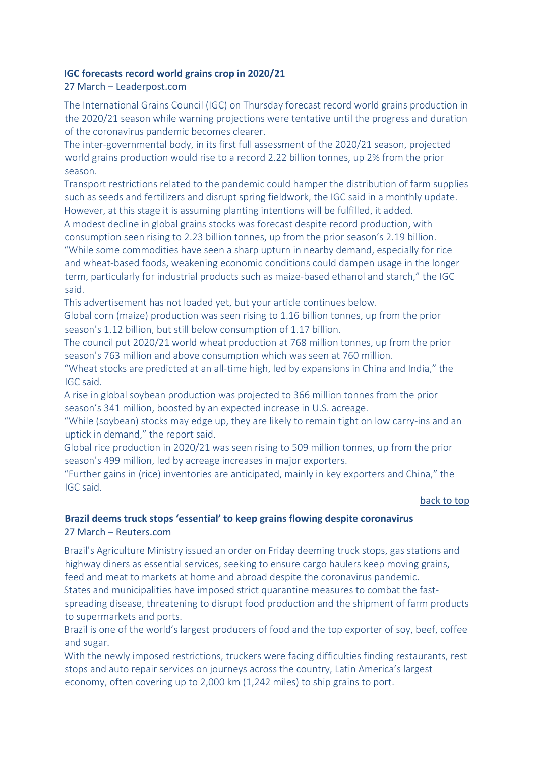### **IGC forecasts record world grains crop in 2020/21**

27 March – Leaderpost.com

The International Grains Council (IGC) on Thursday forecast record world grains production in the 2020/21 season while warning projections were tentative until the progress and duration of the coronavirus pandemic becomes clearer.

The inter-governmental body, in its first full assessment of the 2020/21 season, projected world grains production would rise to a record 2.22 billion tonnes, up 2% from the prior season.

Transport restrictions related to the pandemic could hamper the distribution of farm supplies such as seeds and fertilizers and disrupt spring fieldwork, the IGC said in a monthly update. However, at this stage it is assuming planting intentions will be fulfilled, it added.

A modest decline in global grains stocks was forecast despite record production, with consumption seen rising to 2.23 billion tonnes, up from the prior season's 2.19 billion.

"While some commodities have seen a sharp upturn in nearby demand, especially for rice and wheat-based foods, weakening economic conditions could dampen usage in the longer term, particularly for industrial products such as maize-based ethanol and starch," the IGC said.

This advertisement has not loaded yet, but your article continues below.

Global corn (maize) production was seen rising to 1.16 billion tonnes, up from the prior season's 1.12 billion, but still below consumption of 1.17 billion.

The council put 2020/21 world wheat production at 768 million tonnes, up from the prior season's 763 million and above consumption which was seen at 760 million.

"Wheat stocks are predicted at an all-time high, led by expansions in China and India," the IGC said.

A rise in global soybean production was projected to 366 million tonnes from the prior season's 341 million, boosted by an expected increase in U.S. acreage.

"While (soybean) stocks may edge up, they are likely to remain tight on low carry-ins and an uptick in demand," the report said.

Global rice production in 2020/21 was seen rising to 509 million tonnes, up from the prior season's 499 million, led by acreage increases in major exporters.

"Further gains in (rice) inventories are anticipated, mainly in key exporters and China," the IGC said.

back to top

### **Brazil deems truck stops 'essential' to keep grains flowing despite coronavirus**

27 March – Reuters.com

Brazil's Agriculture Ministry issued an order on Friday deeming truck stops, gas stations and highway diners as essential services, seeking to ensure cargo haulers keep moving grains, feed and meat to markets at home and abroad despite the coronavirus pandemic.

States and municipalities have imposed strict quarantine measures to combat the fast-spreading disease, threatening to disrupt food production and the shipment of farm products to supermarkets and ports.

Brazil is one of the world's largest producers of food and the top exporter of soy, beef, coffee and sugar.

With the newly imposed restrictions, truckers were facing difficulties finding restaurants, rest stops and auto repair services on journeys across the country, Latin America's largest economy, often covering up to 2,000 km (1,242 miles) to ship grains to port.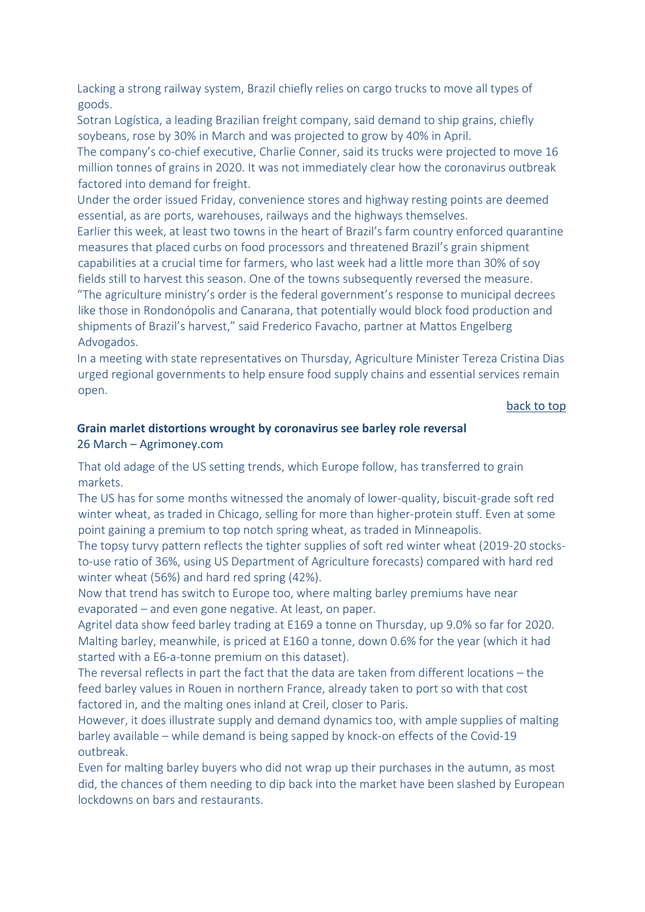Lacking a strong railway system, Brazil chiefly relies on cargo trucks to move all types of goods.

Sotran Logística, a leading Brazilian freight company, said demand to ship grains, chiefly soybeans, rose by 30% in March and was projected to grow by 40% in April.

The company's co-chief executive, Charlie Conner, said its trucks were projected to move 16 million tonnes of grains in 2020. It was not immediately clear how the coronavirus outbreak factored into demand for freight.

Under the order issued Friday, convenience stores and highway resting points are deemed essential, as are ports, warehouses, railways and the highways themselves.

Earlier this week, at least two towns in the heart of Brazil's farm country enforced quarantine measures that placed curbs on food processors and threatened Brazil's grain shipment capabilities at a crucial time for farmers, who last week had a little more than 30% of soy fields still to harvest this season. One of the towns subsequently reversed the measure.

"The agriculture ministry's order is the federal government's response to municipal decrees like those in Rondonópolis and Canarana, that potentially would block food production and shipments of Brazil's harvest," said Frederico Favacho, partner at Mattos Engelberg Advogados.

In a meeting with state representatives on Thursday, Agriculture Minister Tereza Cristina Dias urged regional governments to help ensure food supply chains and essential services remain open.

back to top

### Grain marlet distortions wrought by coronavirus see barley role reversal

26 March – Agrimoney.com

That old adage of the US setting trends, which Europe follow, has transferred to grain markets.

The US has for some months witnessed the anomaly of lower-quality, biscuit-grade soft red winter wheat, as traded in Chicago, selling for more than higher-protein stuff. Even at some point gaining a premium to top notch spring wheat, as traded in Minneapolis.

The topsy turvy pattern reflects the tighter supplies of soft red winter wheat (2019-20 stocks-to-use ratio of 36%, using US Department of Agriculture forecasts) compared with hard red winter wheat (56%) and hard red spring (42%).

Now that trend has switch to Europe too, where malting barley premiums have near evaporated – and even gone negative. At least, on paper.

Agritel data show feed barley trading at E169 a tonne on Thursday, up 9.0% so far for 2020. Malting barley, meanwhile, is priced at E160 a tonne, down 0.6% for the year (which it had started with a E6-a-tonne premium on this dataset).

The reversal reflects in part the fact that the data are taken from different locations – the feed barley values in Rouen in northern France, already taken to port so with that cost factored in, and the malting ones inland at Creil, closer to Paris.

However, it does illustrate supply and demand dynamics too, with ample supplies of malting barley available – while demand is being sapped by knock-on effects of the Covid-19 outbreak.

Even for malting barley buyers who did not wrap up their purchases in the autumn, as most did, the chances of them needing to dip back into the market have been slashed by European lockdowns on bars and restaurants.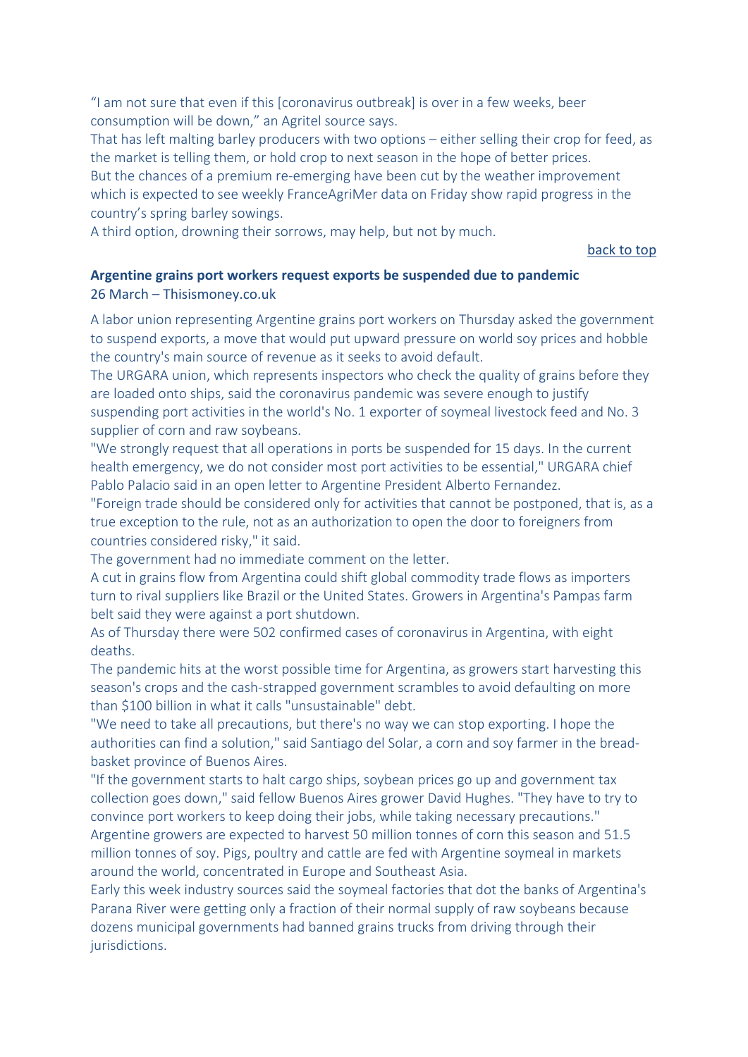"I am not sure that even if this [coronavirus outbreak] is over in a few weeks, beer consumption will be down," an Agritel source says.

That has left malting barley producers with two options – either selling their crop for feed, as the market is telling them, or hold crop to next season in the hope of better prices.

But the chances of a premium re-emerging have been cut by the weather improvement which is expected to see weekly FranceAgriMer data on Friday show rapid progress in the country's spring barley sowings.

A third option, drowning their sorrows, may help, but not by much.

back to top

### Argentine grains port workers request exports be suspended due to pandemic

26 March – Thisismoney.co.uk

A labor union representing Argentine grains port workers on Thursday asked the government to suspend exports, a move that would put upward pressure on world soy prices and hobble the country's main source of revenue as it seeks to avoid default.

The URGARA union, which represents inspectors who check the quality of grains before they are loaded onto ships, said the coronavirus pandemic was severe enough to justify suspending port activities in the world's No. 1 exporter of soymeal livestock feed and No. 3 supplier of corn and raw soybeans.

"We strongly request that all operations in ports be suspended for 15 days. In the current health emergency, we do not consider most port activities to be essential," URGARA chief Pablo Palacio said in an open letter to Argentine President Alberto Fernandez.

"Foreign trade should be considered only for activities that cannot be postponed, that is, as a true exception to the rule, not as an authorization to open the door to foreigners from countries considered risky," it said.

The government had no immediate comment on the letter.

A cut in grains flow from Argentina could shift global commodity trade flows as importers turn to rival suppliers like Brazil or the United States. Growers in Argentina's Pampas farm belt said they were against a port shutdown.

As of Thursday there were 502 confirmed cases of coronavirus in Argentina, with eight deaths.

The pandemic hits at the worst possible time for Argentina, as growers start harvesting this season's crops and the cash-strapped government scrambles to avoid defaulting on more than $100 billion in what it calls "unsustainable" debt.

"We need to take all precautions, but there's no way we can stop exporting. I hope the authorities can find a solution," said Santiago del Solar, a corn and soy farmer in the bread-basket province of Buenos Aires.

"If the government starts to halt cargo ships, soybean prices go up and government tax collection goes down," said fellow Buenos Aires grower David Hughes. "They have to try to convince port workers to keep doing their jobs, while taking necessary precautions."

Argentine growers are expected to harvest 50 million tonnes of corn this season and 51.5 million tonnes of soy. Pigs, poultry and cattle are fed with Argentine soymeal in markets around the world, concentrated in Europe and Southeast Asia.

Early this week industry sources said the soymeal factories that dot the banks of Argentina's Parana River were getting only a fraction of their normal supply of raw soybeans because dozens municipal governments had banned grains trucks from driving through their jurisdictions.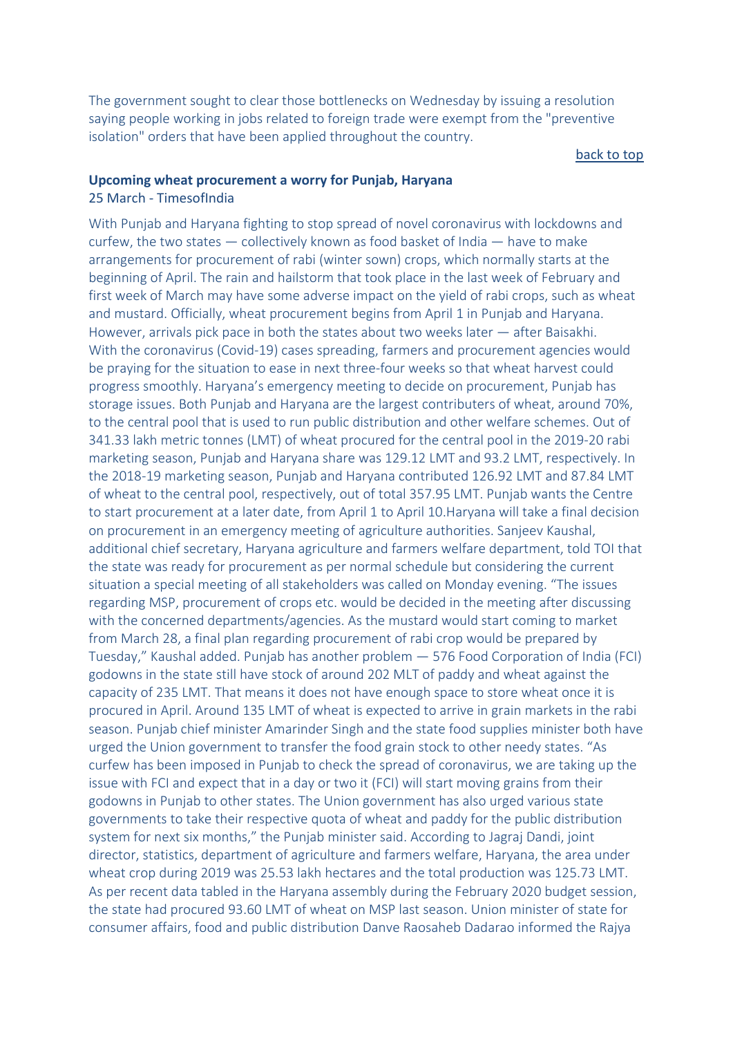The government sought to clear those bottlenecks on Wednesday by issuing a resolution saying people working in jobs related to foreign trade were exempt from the "preventive isolation" orders that have been applied throughout the country.

back to top

**Upcoming wheat procurement a worry for Punjab, Haryana**
25 March - TimesofIndia

With Punjab and Haryana fighting to stop spread of novel coronavirus with lockdowns and curfew, the two states — collectively known as food basket of India — have to make arrangements for procurement of rabi (winter sown) crops, which normally starts at the beginning of April. The rain and hailstorm that took place in the last week of February and first week of March may have some adverse impact on the yield of rabi crops, such as wheat and mustard. Officially, wheat procurement begins from April 1 in Punjab and Haryana. However, arrivals pick pace in both the states about two weeks later — after Baisakhi. With the coronavirus (Covid-19) cases spreading, farmers and procurement agencies would be praying for the situation to ease in next three-four weeks so that wheat harvest could progress smoothly. Haryana's emergency meeting to decide on procurement, Punjab has storage issues. Both Punjab and Haryana are the largest contributers of wheat, around 70%, to the central pool that is used to run public distribution and other welfare schemes. Out of 341.33 lakh metric tonnes (LMT) of wheat procured for the central pool in the 2019-20 rabi marketing season, Punjab and Haryana share was 129.12 LMT and 93.2 LMT, respectively. In the 2018-19 marketing season, Punjab and Haryana contributed 126.92 LMT and 87.84 LMT of wheat to the central pool, respectively, out of total 357.95 LMT. Punjab wants the Centre to start procurement at a later date, from April 1 to April 10.Haryana will take a final decision on procurement in an emergency meeting of agriculture authorities. Sanjeev Kaushal, additional chief secretary, Haryana agriculture and farmers welfare department, told TOI that the state was ready for procurement as per normal schedule but considering the current situation a special meeting of all stakeholders was called on Monday evening. "The issues regarding MSP, procurement of crops etc. would be decided in the meeting after discussing with the concerned departments/agencies. As the mustard would start coming to market from March 28, a final plan regarding procurement of rabi crop would be prepared by Tuesday," Kaushal added. Punjab has another problem — 576 Food Corporation of India (FCI) godowns in the state still have stock of around 202 MLT of paddy and wheat against the capacity of 235 LMT. That means it does not have enough space to store wheat once it is procured in April. Around 135 LMT of wheat is expected to arrive in grain markets in the rabi season. Punjab chief minister Amarinder Singh and the state food supplies minister both have urged the Union government to transfer the food grain stock to other needy states. "As curfew has been imposed in Punjab to check the spread of coronavirus, we are taking up the issue with FCI and expect that in a day or two it (FCI) will start moving grains from their godowns in Punjab to other states. The Union government has also urged various state governments to take their respective quota of wheat and paddy for the public distribution system for next six months," the Punjab minister said. According to Jagraj Dandi, joint director, statistics, department of agriculture and farmers welfare, Haryana, the area under wheat crop during 2019 was 25.53 lakh hectares and the total production was 125.73 LMT. As per recent data tabled in the Haryana assembly during the February 2020 budget session, the state had procured 93.60 LMT of wheat on MSP last season. Union minister of state for consumer affairs, food and public distribution Danve Raosaheb Dadarao informed the Rajya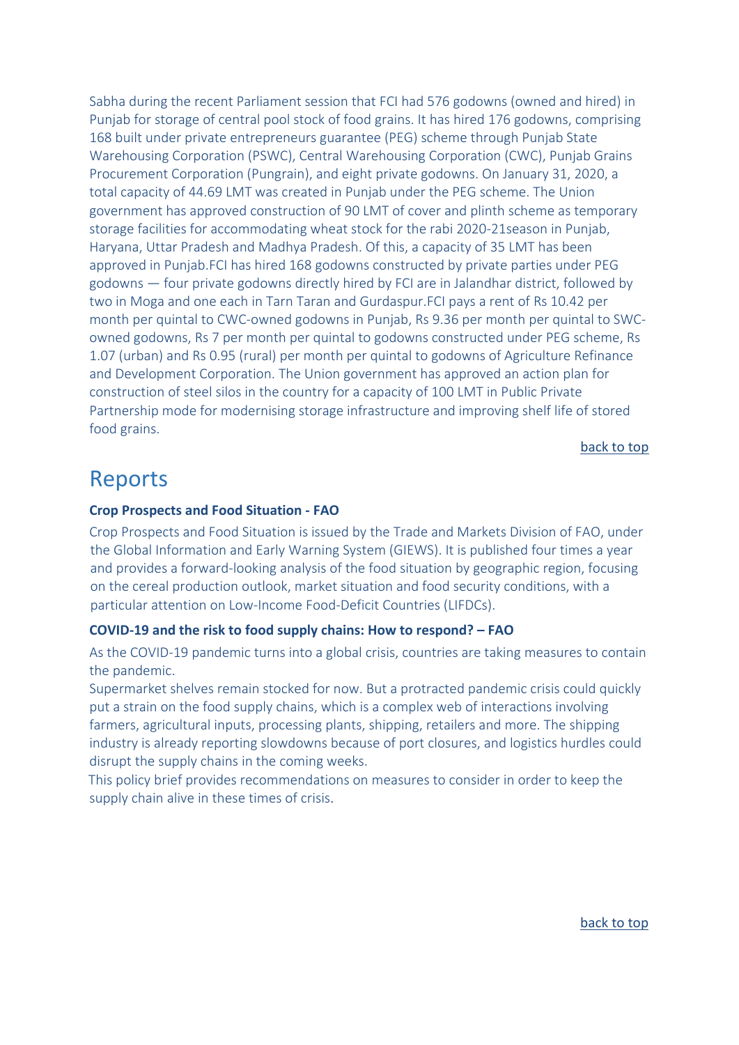Sabha during the recent Parliament session that FCI had 576 godowns (owned and hired) in Punjab for storage of central pool stock of food grains. It has hired 176 godowns, comprising 168 built under private entrepreneurs guarantee (PEG) scheme through Punjab State Warehousing Corporation (PSWC), Central Warehousing Corporation (CWC), Punjab Grains Procurement Corporation (Pungrain), and eight private godowns. On January 31, 2020, a total capacity of 44.69 LMT was created in Punjab under the PEG scheme. The Union government has approved construction of 90 LMT of cover and plinth scheme as temporary storage facilities for accommodating wheat stock for the rabi 2020-21season in Punjab, Haryana, Uttar Pradesh and Madhya Pradesh. Of this, a capacity of 35 LMT has been approved in Punjab.FCI has hired 168 godowns constructed by private parties under PEG godowns — four private godowns directly hired by FCI are in Jalandhar district, followed by two in Moga and one each in Tarn Taran and Gurdaspur.FCI pays a rent of Rs 10.42 per month per quintal to CWC-owned godowns in Punjab, Rs 9.36 per month per quintal to SWC-owned godowns, Rs 7 per month per quintal to godowns constructed under PEG scheme, Rs 1.07 (urban) and Rs 0.95 (rural) per month per quintal to godowns of Agriculture Refinance and Development Corporation. The Union government has approved an action plan for construction of steel silos in the country for a capacity of 100 LMT in Public Private Partnership mode for modernising storage infrastructure and improving shelf life of stored food grains.

back to top

# Reports

**Crop Prospects and Food Situation - FAO**

Crop Prospects and Food Situation is issued by the Trade and Markets Division of FAO, under the Global Information and Early Warning System (GIEWS). It is published four times a year and provides a forward-looking analysis of the food situation by geographic region, focusing on the cereal production outlook, market situation and food security conditions, with a particular attention on Low-Income Food-Deficit Countries (LIFDCs).

**COVID-19 and the risk to food supply chains: How to respond? – FAO**

As the COVID-19 pandemic turns into a global crisis, countries are taking measures to contain the pandemic.

Supermarket shelves remain stocked for now. But a protracted pandemic crisis could quickly put a strain on the food supply chains, which is a complex web of interactions involving farmers, agricultural inputs, processing plants, shipping, retailers and more. The shipping industry is already reporting slowdowns because of port closures, and logistics hurdles could disrupt the supply chains in the coming weeks.

This policy brief provides recommendations on measures to consider in order to keep the supply chain alive in these times of crisis.

back to top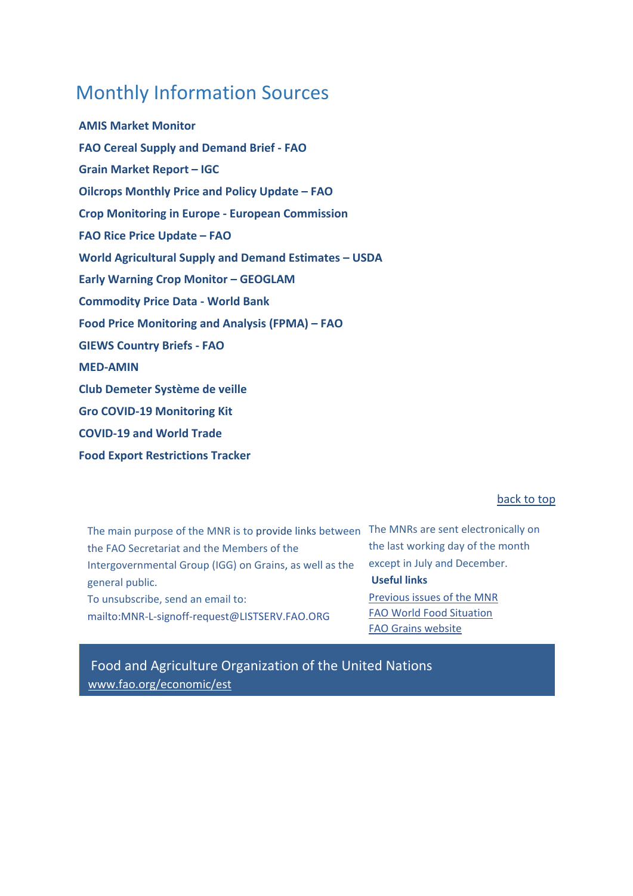# Monthly Information Sources

**AMIS Market Monitor**

**FAO Cereal Supply and Demand Brief - FAO**

**Grain Market Report – IGC**

**Oilcrops Monthly Price and Policy Update – FAO**

**Crop Monitoring in Europe - European Commission**

**FAO Rice Price Update – FAO**

**World Agricultural Supply and Demand Estimates – USDA**

**Early Warning Crop Monitor – GEOGLAM**

**Commodity Price Data - World Bank**

**Food Price Monitoring and Analysis (FPMA) – FAO**

**GIEWS Country Briefs - FAO**

**MED-AMIN**

**Club Demeter Système de veille**

**Gro COVID-19 Monitoring Kit**

**COVID-19 and World Trade**

**Food Export Restrictions Tracker**

back to top

The main purpose of the MNR is to provide links between the FAO Secretariat and the Members of the Intergovernmental Group (IGG) on Grains, as well as the general public.
To unsubscribe, send an email to:
mailto:MNR-L-signoff-request@LISTSERV.FAO.ORG

The MNRs are sent electronically on the last working day of the month except in July and December.

**Useful links**

Previous issues of the MNR
FAO World Food Situation
FAO Grains website

Food and Agriculture Organization of the United Nations
www.fao.org/economic/est